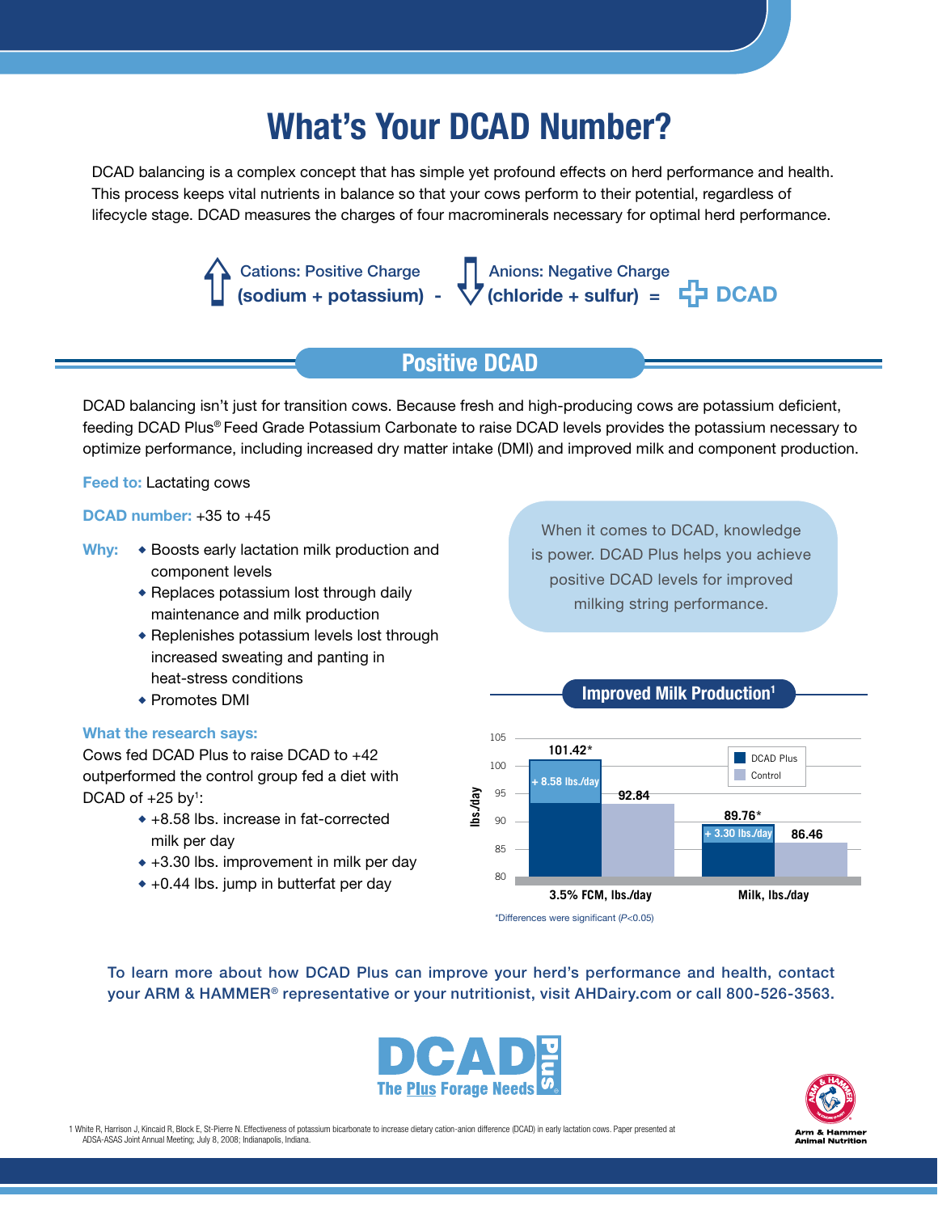# What's Your DCAD Number?

DCAD balancing is a complex concept that has simple yet profound effects on herd performance and health. This process keeps vital nutrients in balance so that your cows perform to their potential, regardless of lifecycle stage. DCAD measures the charges of four macrominerals necessary for optimal herd performance.

Cations: Positive Charge **(sodium + potassium)** - Anions: Negative Charge **(chloride + sulfur)** = DCAD

## Positive DCAD

DCAD balancing isn't just for transition cows. Because fresh and high-producing cows are potassium deficient, feeding DCAD Plus® Feed Grade Potassium Carbonate to raise DCAD levels provides the potassium necessary to optimize performance, including increased dry matter intake (DMI) and improved milk and component production.

**Feed to:** Lactating cows

**DCAD number:** +35 to +45

**Why:**

- Boosts early lactation milk production and component levels
- Replaces potassium lost through daily maintenance and milk production
- Replenishes potassium levels lost through increased sweating and panting in heat-stress conditions
- Promotes DMI

**What the research says:**

Cows fed DCAD Plus to raise DCAD to +42 outperformed the control group fed a diet with DCAD of +25 by[1]:

- +8.58 lbs. increase in fat-corrected milk per day
- +3.30 lbs. improvement in milk per day
- +0.44 lbs. jump in butterfat per day

When it comes to DCAD, knowledge is power. DCAD Plus helps you achieve positive DCAD levels for improved milking string performance.

**Improved Milk Production[1]**

lbs./day

105
100
95
90
85
80

101.42*
+ 8.58 lbs./day
92.84
89.76*
+ 3.30 lbs./day
86.46

3.5% FCM, lbs./day
Milk, lbs./day

DCAD Plus
Control

*Differences were significant (*P*<0.05)

To learn more about how DCAD Plus can improve your herd's performance and health, contact your ARM & HAMMER® representative or your nutritionist, visit AHDairy.com or call 800-526-3563.

DCAD Plus
The Plus Forage Needs

Arm & Hammer Animal Nutrition

1 White R, Harrison J, Kincaid R, Block E, St-Pierre N. Effectiveness of potassium bicarbonate to increase dietary cation-anion difference (DCAD) in early lactation cows. Paper presented at ADSA-ASAS Joint Annual Meeting; July 8, 2008; Indianapolis, Indiana.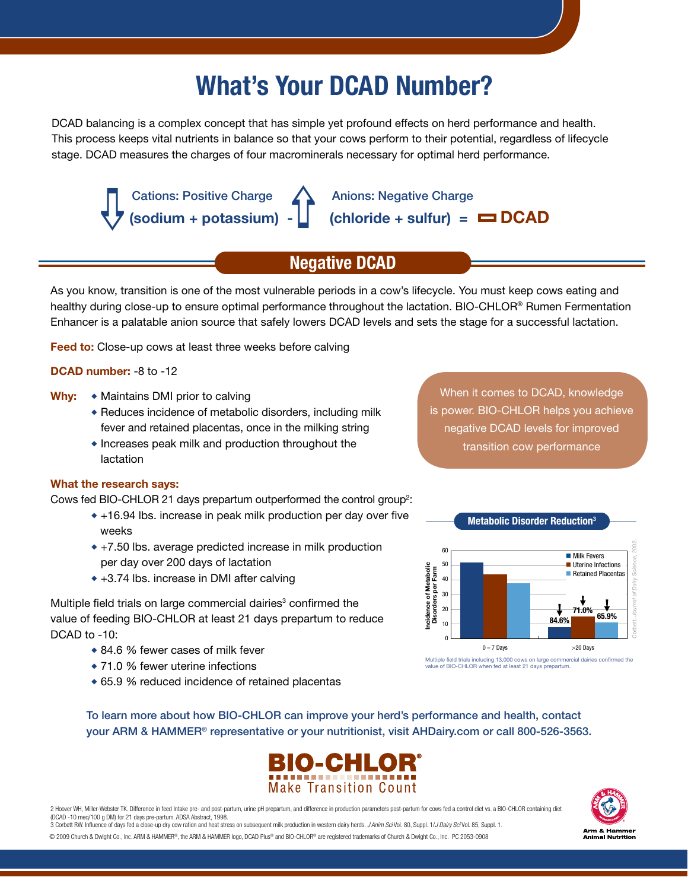# What's Your DCAD Number?

DCAD balancing is a complex concept that has simple yet profound effects on herd performance and health. This process keeps vital nutrients in balance so that your cows perform to their potential, regardless of lifecycle stage. DCAD measures the charges of four macrominerals necessary for optimal herd performance.

Cations: Positive Charge (sodium + potassium) - Anions: Negative Charge (chloride + sulfur) = DCAD

## Negative DCAD

As you know, transition is one of the most vulnerable periods in a cow's lifecycle. You must keep cows eating and healthy during close-up to ensure optimal performance throughout the lactation. BIO-CHLOR® Rumen Fermentation Enhancer is a palatable anion source that safely lowers DCAD levels and sets the stage for a successful lactation.

**Feed to:** Close-up cows at least three weeks before calving

**DCAD number:** -8 to -12

**Why:**

- Maintains DMI prior to calving
- Reduces incidence of metabolic disorders, including milk fever and retained placentas, once in the milking string
- Increases peak milk and production throughout the lactation

**What the research says:**

Cows fed BIO-CHLOR 21 days prepartum outperformed the control group[2]:

- +16.94 lbs. increase in peak milk production per day over five weeks
- +7.50 lbs. average predicted increase in milk production per day over 200 days of lactation
- +3.74 lbs. increase in DMI after calving

Multiple field trials on large commercial dairies[3] confirmed the value of feeding BIO-CHLOR at least 21 days prepartum to reduce DCAD to -10:

- 84.6 % fewer cases of milk fever
- 71.0 % fewer uterine infections
- 65.9 % reduced incidence of retained placentas

When it comes to DCAD, knowledge is power. BIO-CHLOR helps you achieve negative DCAD levels for improved transition cow performance

**Metabolic Disorder Reduction[3]**

Incidence of Metabolic Disorders per Farm

0
10
20
30
40
50
60

Milk Fevers
Uterine Infections
Retained Placentas

84.6%
71.0%
65.9%

0 – 7 Days
>20 Days

Corbett. Journal of Dairy Science, 2002.

Multiple field trials including 13,000 cows on large commercial dairies confirmed the value of BIO-CHLOR when fed at least 21 days prepartum.

To learn more about how BIO-CHLOR can improve your herd's performance and health, contact your ARM & HAMMER® representative or your nutritionist, visit AHDairy.com or call 800-526-3563.

**BIO-CHLOR®**
Make Transition Count

2 Hoover WH, Miller-Webster TK. Difference in feed Intake pre- and post-partum, urine pH prepartum, and difference in production parameters post-partum for cows fed a control diet vs. a BIO-CHLOR containing diet (DCAD -10 meq/100 g DM) for 21 days pre-partum. ADSA Abstract, 1998.
3 Corbett RW. Influence of days fed a close-up dry cow ration and heat stress on subsequent milk production in western dairy herds. *J Anim Sci* Vol. 80, Suppl. 1/*J Dairy Sci* Vol. 85, Suppl. 1.

© 2009 Church & Dwight Co., Inc. ARM & HAMMER®, the ARM & HAMMER logo, DCAD Plus® and BIO-CHLOR® are registered trademarks of Church & Dwight Co., Inc. PC 2053-0908

Arm & Hammer Animal Nutrition